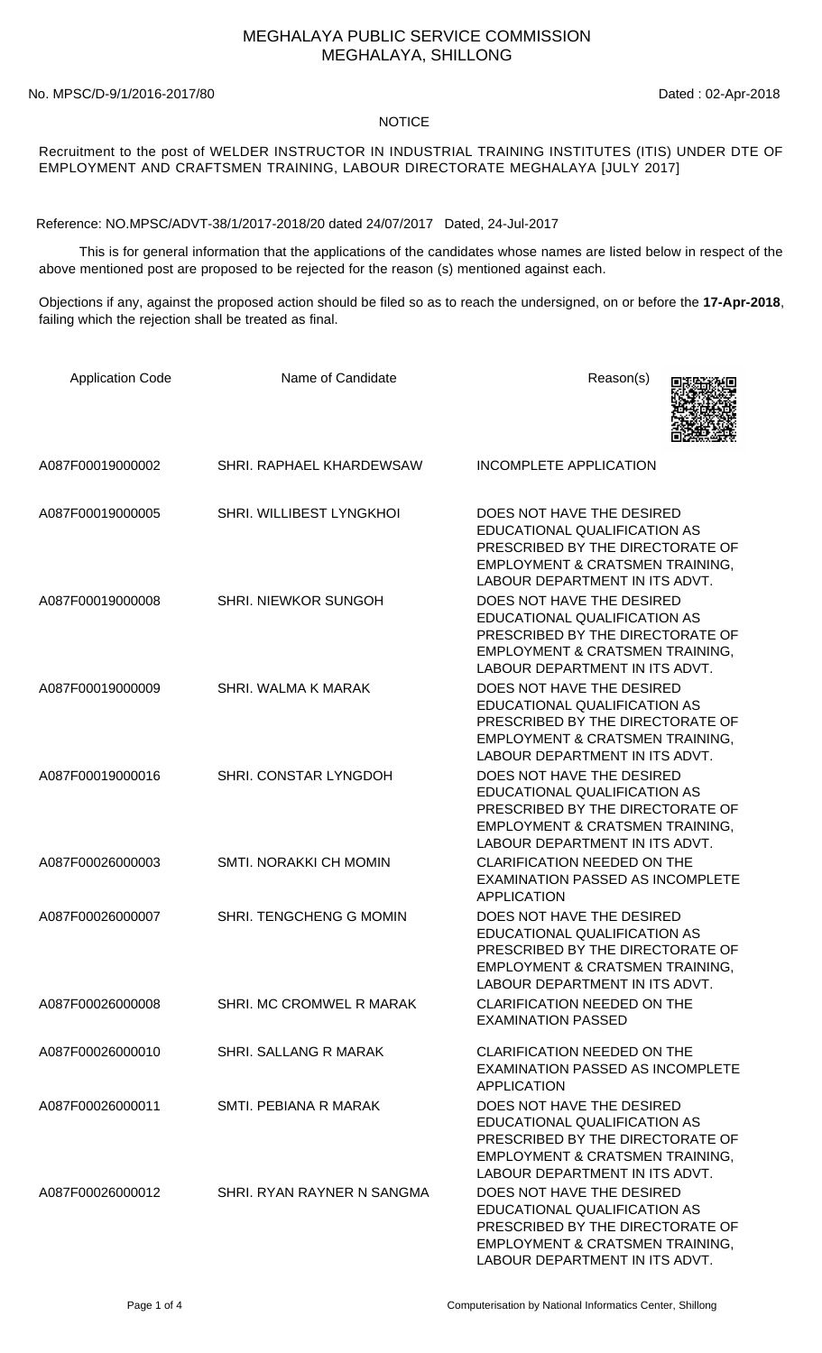# MEGHALAYA PUBLIC SERVICE COMMISSION
## MEGHALAYA, SHILLONG

No. MPSC/D-9/1/2016-2017/80 Dated : 02-Apr-2018

**NOTICE**

Recruitment to the post of WELDER INSTRUCTOR IN INDUSTRIAL TRAINING INSTITUTES (ITIS) UNDER DTE OF EMPLOYMENT AND CRAFTSMEN TRAINING, LABOUR DIRECTORATE MEGHALAYA [JULY 2017]

Reference: NO.MPSC/ADVT-38/1/2017-2018/20 dated 24/07/2017 Dated, 24-Jul-2017

This is for general information that the applications of the candidates whose names are listed below in respect of the above mentioned post are proposed to be rejected for the reason (s) mentioned against each.

Objections if any, against the proposed action should be filed so as to reach the undersigned, on or before the **17-Apr-2018**, failing which the rejection shall be treated as final.

| Application Code | Name of Candidate | Reason(s) |
|---|---|---|
| A087F00019000002 | SHRI. RAPHAEL KHARDEWSAW | INCOMPLETE APPLICATION |
| A087F00019000005 | SHRI. WILLIBEST LYNGKHOI | DOES NOT HAVE THE DESIRED EDUCATIONAL QUALIFICATION AS PRESCRIBED BY THE DIRECTORATE OF EMPLOYMENT & CRATSMEN TRAINING, LABOUR DEPARTMENT IN ITS ADVT. |
| A087F00019000008 | SHRI. NIEWKOR SUNGOH | DOES NOT HAVE THE DESIRED EDUCATIONAL QUALIFICATION AS PRESCRIBED BY THE DIRECTORATE OF EMPLOYMENT & CRATSMEN TRAINING, LABOUR DEPARTMENT IN ITS ADVT. |
| A087F00019000009 | SHRI. WALMA K MARAK | DOES NOT HAVE THE DESIRED EDUCATIONAL QUALIFICATION AS PRESCRIBED BY THE DIRECTORATE OF EMPLOYMENT & CRATSMEN TRAINING, LABOUR DEPARTMENT IN ITS ADVT. |
| A087F00019000016 | SHRI. CONSTAR LYNGDOH | DOES NOT HAVE THE DESIRED EDUCATIONAL QUALIFICATION AS PRESCRIBED BY THE DIRECTORATE OF EMPLOYMENT & CRATSMEN TRAINING, LABOUR DEPARTMENT IN ITS ADVT. |
| A087F00026000003 | SMTI. NORAKKI CH MOMIN | CLARIFICATION NEEDED ON THE EXAMINATION PASSED AS INCOMPLETE APPLICATION |
| A087F00026000007 | SHRI. TENGCHENG G MOMIN | DOES NOT HAVE THE DESIRED EDUCATIONAL QUALIFICATION AS PRESCRIBED BY THE DIRECTORATE OF EMPLOYMENT & CRATSMEN TRAINING, LABOUR DEPARTMENT IN ITS ADVT. |
| A087F00026000008 | SHRI. MC CROMWEL R MARAK | CLARIFICATION NEEDED ON THE EXAMINATION PASSED |
| A087F00026000010 | SHRI. SALLANG R MARAK | CLARIFICATION NEEDED ON THE EXAMINATION PASSED AS INCOMPLETE APPLICATION |
| A087F00026000011 | SMTI. PEBIANA R MARAK | DOES NOT HAVE THE DESIRED EDUCATIONAL QUALIFICATION AS PRESCRIBED BY THE DIRECTORATE OF EMPLOYMENT & CRATSMEN TRAINING, LABOUR DEPARTMENT IN ITS ADVT. |
| A087F00026000012 | SHRI. RYAN RAYNER N SANGMA | DOES NOT HAVE THE DESIRED EDUCATIONAL QUALIFICATION AS PRESCRIBED BY THE DIRECTORATE OF EMPLOYMENT & CRATSMEN TRAINING, LABOUR DEPARTMENT IN ITS ADVT. |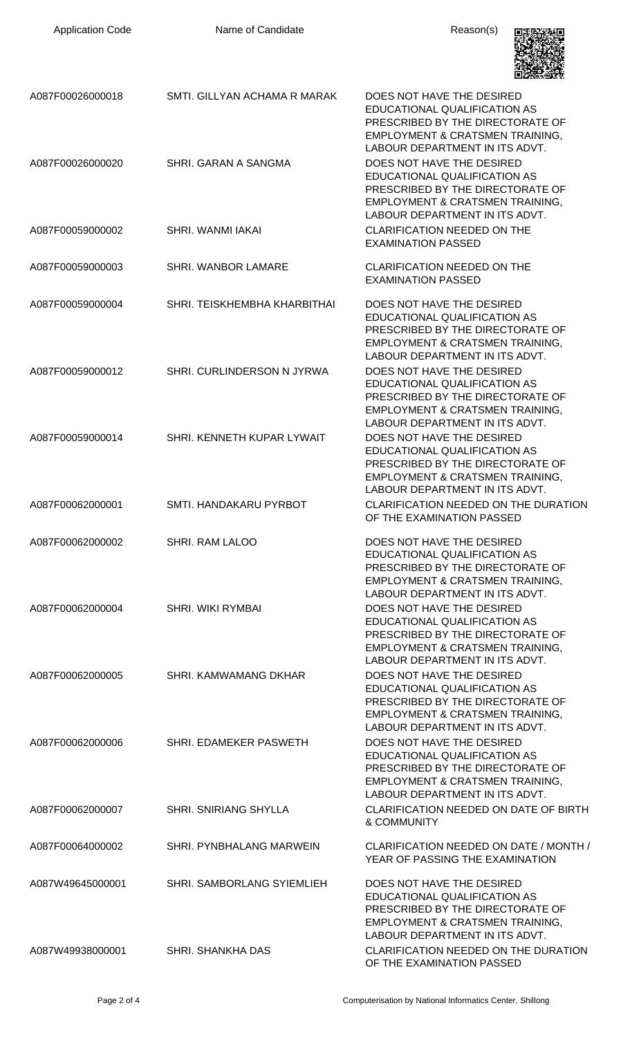| Application Code | Name of Candidate | Reason(s) |
| --- | --- | --- |
| A087F00026000018 | SMTI. GILLYAN ACHAMA R MARAK | DOES NOT HAVE THE DESIRED EDUCATIONAL QUALIFICATION AS PRESCRIBED BY THE DIRECTORATE OF EMPLOYMENT & CRATSMEN TRAINING, LABOUR DEPARTMENT IN ITS ADVT. |
| A087F00026000020 | SHRI. GARAN A SANGMA | DOES NOT HAVE THE DESIRED EDUCATIONAL QUALIFICATION AS PRESCRIBED BY THE DIRECTORATE OF EMPLOYMENT & CRATSMEN TRAINING, LABOUR DEPARTMENT IN ITS ADVT. |
| A087F00059000002 | SHRI. WANMI IAKAI | CLARIFICATION NEEDED ON THE EXAMINATION PASSED |
| A087F00059000003 | SHRI. WANBOR LAMARE | CLARIFICATION NEEDED ON THE EXAMINATION PASSED |
| A087F00059000004 | SHRI. TEISKHEMBHA KHARBITHAI | DOES NOT HAVE THE DESIRED EDUCATIONAL QUALIFICATION AS PRESCRIBED BY THE DIRECTORATE OF EMPLOYMENT & CRATSMEN TRAINING, LABOUR DEPARTMENT IN ITS ADVT. |
| A087F00059000012 | SHRI. CURLINDERSON N JYRWA | DOES NOT HAVE THE DESIRED EDUCATIONAL QUALIFICATION AS PRESCRIBED BY THE DIRECTORATE OF EMPLOYMENT & CRATSMEN TRAINING, LABOUR DEPARTMENT IN ITS ADVT. |
| A087F00059000014 | SHRI. KENNETH KUPAR LYWAIT | DOES NOT HAVE THE DESIRED EDUCATIONAL QUALIFICATION AS PRESCRIBED BY THE DIRECTORATE OF EMPLOYMENT & CRATSMEN TRAINING, LABOUR DEPARTMENT IN ITS ADVT. |
| A087F00062000001 | SMTI. HANDAKARU PYRBOT | CLARIFICATION NEEDED ON THE DURATION OF THE EXAMINATION PASSED |
| A087F00062000002 | SHRI. RAM LALOO | DOES NOT HAVE THE DESIRED EDUCATIONAL QUALIFICATION AS PRESCRIBED BY THE DIRECTORATE OF EMPLOYMENT & CRATSMEN TRAINING, LABOUR DEPARTMENT IN ITS ADVT. |
| A087F00062000004 | SHRI. WIKI RYMBAI | DOES NOT HAVE THE DESIRED EDUCATIONAL QUALIFICATION AS PRESCRIBED BY THE DIRECTORATE OF EMPLOYMENT & CRATSMEN TRAINING, LABOUR DEPARTMENT IN ITS ADVT. |
| A087F00062000005 | SHRI. KAMWAMANG DKHAR | DOES NOT HAVE THE DESIRED EDUCATIONAL QUALIFICATION AS PRESCRIBED BY THE DIRECTORATE OF EMPLOYMENT & CRATSMEN TRAINING, LABOUR DEPARTMENT IN ITS ADVT. |
| A087F00062000006 | SHRI. EDAMEKER PASWETH | DOES NOT HAVE THE DESIRED EDUCATIONAL QUALIFICATION AS PRESCRIBED BY THE DIRECTORATE OF EMPLOYMENT & CRATSMEN TRAINING, LABOUR DEPARTMENT IN ITS ADVT. |
| A087F00062000007 | SHRI. SNIRIANG SHYLLA | CLARIFICATION NEEDED ON DATE OF BIRTH & COMMUNITY |
| A087F00064000002 | SHRI. PYNBHALANG MARWEIN | CLARIFICATION NEEDED ON DATE / MONTH / YEAR OF PASSING THE EXAMINATION |
| A087W49645000001 | SHRI. SAMBORLANG SYIEMLIEH | DOES NOT HAVE THE DESIRED EDUCATIONAL QUALIFICATION AS PRESCRIBED BY THE DIRECTORATE OF EMPLOYMENT & CRATSMEN TRAINING, LABOUR DEPARTMENT IN ITS ADVT. |
| A087W49938000001 | SHRI. SHANKHA DAS | CLARIFICATION NEEDED ON THE DURATION OF THE EXAMINATION PASSED |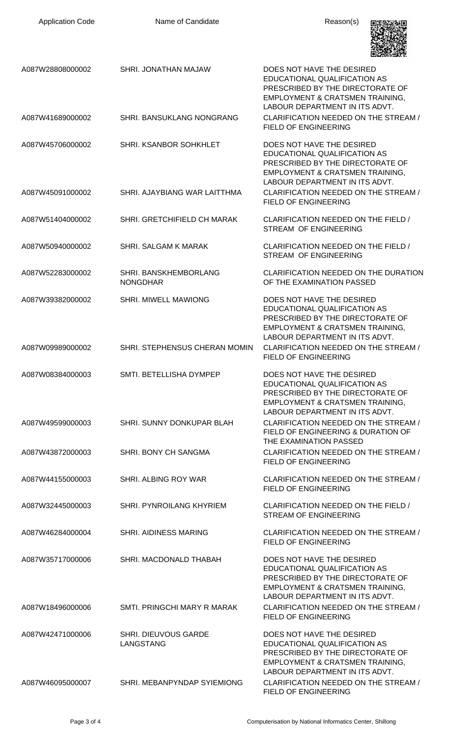| Application Code | Name of Candidate | Reason(s) |
| --- | --- | --- |
| A087W28808000002 | SHRI. JONATHAN MAJAW | DOES NOT HAVE THE DESIRED EDUCATIONAL QUALIFICATION AS PRESCRIBED BY THE DIRECTORATE OF EMPLOYMENT & CRATSMEN TRAINING, LABOUR DEPARTMENT IN ITS ADVT. |
| A087W41689000002 | SHRI. BANSUKLANG NONGRANG | CLARIFICATION NEEDED ON THE STREAM / FIELD OF ENGINEERING |
| A087W45706000002 | SHRI. KSANBOR SOHKHLET | DOES NOT HAVE THE DESIRED EDUCATIONAL QUALIFICATION AS PRESCRIBED BY THE DIRECTORATE OF EMPLOYMENT & CRATSMEN TRAINING, LABOUR DEPARTMENT IN ITS ADVT. |
| A087W45091000002 | SHRI. AJAYBIANG WAR LAITTHMA | CLARIFICATION NEEDED ON THE STREAM / FIELD OF ENGINEERING |
| A087W51404000002 | SHRI. GRETCHIFIELD CH MARAK | CLARIFICATION NEEDED ON THE FIELD / STREAM OF ENGINEERING |
| A087W50940000002 | SHRI. SALGAM K MARAK | CLARIFICATION NEEDED ON THE FIELD / STREAM OF ENGINEERING |
| A087W52283000002 | SHRI. BANSKHEMBORLANG NONGDHAR | CLARIFICATION NEEDED ON THE DURATION OF THE EXAMINATION PASSED |
| A087W39382000002 | SHRI. MIWELL MAWIONG | DOES NOT HAVE THE DESIRED EDUCATIONAL QUALIFICATION AS PRESCRIBED BY THE DIRECTORATE OF EMPLOYMENT & CRATSMEN TRAINING, LABOUR DEPARTMENT IN ITS ADVT. |
| A087W09989000002 | SHRI. STEPHENSUS CHERAN MOMIN | CLARIFICATION NEEDED ON THE STREAM / FIELD OF ENGINEERING |
| A087W08384000003 | SMTI. BETELLISHA DYMPEP | DOES NOT HAVE THE DESIRED EDUCATIONAL QUALIFICATION AS PRESCRIBED BY THE DIRECTORATE OF EMPLOYMENT & CRATSMEN TRAINING, LABOUR DEPARTMENT IN ITS ADVT. |
| A087W49599000003 | SHRI. SUNNY DONKUPAR BLAH | CLARIFICATION NEEDED ON THE STREAM / FIELD OF ENGINEERING & DURATION OF THE EXAMINATION PASSED |
| A087W43872000003 | SHRI. BONY CH SANGMA | CLARIFICATION NEEDED ON THE STREAM / FIELD OF ENGINEERING |
| A087W44155000003 | SHRI. ALBING ROY WAR | CLARIFICATION NEEDED ON THE STREAM / FIELD OF ENGINEERING |
| A087W32445000003 | SHRI. PYNROILANG KHYRIEM | CLARIFICATION NEEDED ON THE FIELD / STREAM OF ENGINEERING |
| A087W46284000004 | SHRI. AIDINESS MARING | CLARIFICATION NEEDED ON THE STREAM / FIELD OF ENGINEERING |
| A087W35717000006 | SHRI. MACDONALD THABAH | DOES NOT HAVE THE DESIRED EDUCATIONAL QUALIFICATION AS PRESCRIBED BY THE DIRECTORATE OF EMPLOYMENT & CRATSMEN TRAINING, LABOUR DEPARTMENT IN ITS ADVT. |
| A087W18496000006 | SMTI. PRINGCHI MARY R MARAK | CLARIFICATION NEEDED ON THE STREAM / FIELD OF ENGINEERING |
| A087W42471000006 | SHRI. DIEUVOUS GARDE LANGSTANG | DOES NOT HAVE THE DESIRED EDUCATIONAL QUALIFICATION AS PRESCRIBED BY THE DIRECTORATE OF EMPLOYMENT & CRATSMEN TRAINING, LABOUR DEPARTMENT IN ITS ADVT. |
| A087W46095000007 | SHRI. MEBANPYNDAP SYIEMIONG | CLARIFICATION NEEDED ON THE STREAM / FIELD OF ENGINEERING |

Computerisation by National Informatics Center, Shillong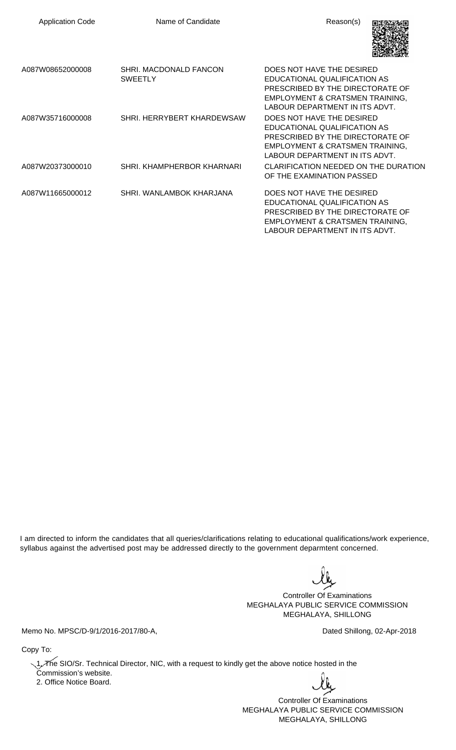| Application Code | Name of Candidate | Reason(s) |
|---|---|---|
| A087W08652000008 | SHRI. MACDONALD FANCON SWEETLY | DOES NOT HAVE THE DESIRED EDUCATIONAL QUALIFICATION AS PRESCRIBED BY THE DIRECTORATE OF EMPLOYMENT & CRATSMEN TRAINING, LABOUR DEPARTMENT IN ITS ADVT. |
| A087W35716000008 | SHRI. HERRYBERT KHARDEWSAW | DOES NOT HAVE THE DESIRED EDUCATIONAL QUALIFICATION AS PRESCRIBED BY THE DIRECTORATE OF EMPLOYMENT & CRATSMEN TRAINING, LABOUR DEPARTMENT IN ITS ADVT. |
| A087W20373000010 | SHRI. KHAMPHERBOR KHARNARI | CLARIFICATION NEEDED ON THE DURATION OF THE EXAMINATION PASSED |
| A087W11665000012 | SHRI. WANLAMBOK KHARJANA | DOES NOT HAVE THE DESIRED EDUCATIONAL QUALIFICATION AS PRESCRIBED BY THE DIRECTORATE OF EMPLOYMENT & CRATSMEN TRAINING, LABOUR DEPARTMENT IN ITS ADVT. |

I am directed to inform the candidates that all queries/clarifications relating to educational qualifications/work experience, syllabus against the advertised post may be addressed directly to the government deparmtent concerned.

Controller Of Examinations
MEGHALAYA PUBLIC SERVICE COMMISSION
MEGHALAYA, SHILLONG

Memo No. MPSC/D-9/1/2016-2017/80-A, Dated Shillong, 02-Apr-2018

Copy To:

1. The SIO/Sr. Technical Director, NIC, with a request to kindly get the above notice hosted in the Commission's website.
2. Office Notice Board.

Controller Of Examinations
MEGHALAYA PUBLIC SERVICE COMMISSION
MEGHALAYA, SHILLONG